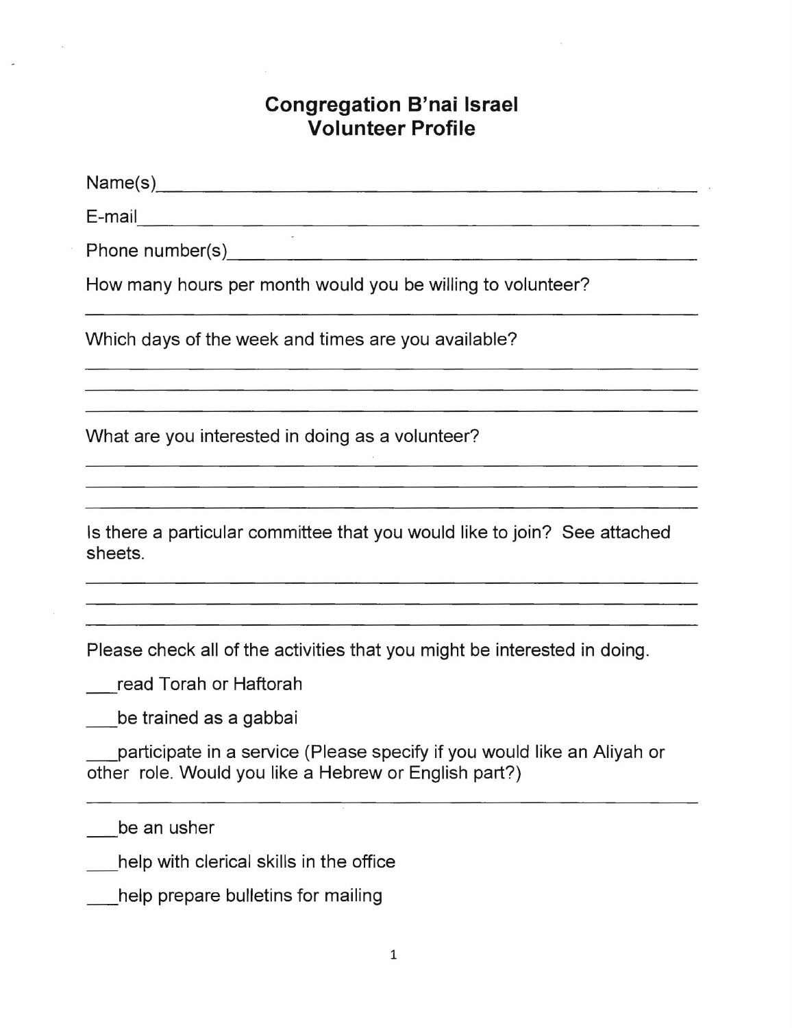# Congregation B'nai Israel
# Volunteer Profile

Name(s)\_\_\_\_\_\_\_\_\_\_\_\_\_\_\_\_\_\_\_\_\_\_\_\_\_\_\_\_\_\_\_\_\_\_\_\_\_\_\_\_\_\_

E-mail\_\_\_\_\_\_\_\_\_\_\_\_\_\_\_\_\_\_\_\_\_\_\_\_\_\_\_\_\_\_\_\_\_\_\_\_\_\_\_\_\_\_\_

Phone number(s)\_\_\_\_\_\_\_\_\_\_\_\_\_\_\_\_\_\_\_\_\_\_\_\_\_\_\_\_\_\_\_\_\_\_\_\_

How many hours per month would you be willing to volunteer?

\_\_\_\_\_\_\_\_\_\_\_\_\_\_\_\_\_\_\_\_\_\_\_\_\_\_\_\_\_\_\_\_\_\_\_\_\_\_\_\_\_\_\_\_\_\_\_\_

Which days of the week and times are you available?

\_\_\_\_\_\_\_\_\_\_\_\_\_\_\_\_\_\_\_\_\_\_\_\_\_\_\_\_\_\_\_\_\_\_\_\_\_\_\_\_\_\_\_\_\_\_\_\_

\_\_\_\_\_\_\_\_\_\_\_\_\_\_\_\_\_\_\_\_\_\_\_\_\_\_\_\_\_\_\_\_\_\_\_\_\_\_\_\_\_\_\_\_\_\_\_\_

\_\_\_\_\_\_\_\_\_\_\_\_\_\_\_\_\_\_\_\_\_\_\_\_\_\_\_\_\_\_\_\_\_\_\_\_\_\_\_\_\_\_\_\_\_\_\_\_

What are you interested in doing as a volunteer?

\_\_\_\_\_\_\_\_\_\_\_\_\_\_\_\_\_\_\_\_\_\_\_\_\_\_\_\_\_\_\_\_\_\_\_\_\_\_\_\_\_\_\_\_\_\_\_\_

\_\_\_\_\_\_\_\_\_\_\_\_\_\_\_\_\_\_\_\_\_\_\_\_\_\_\_\_\_\_\_\_\_\_\_\_\_\_\_\_\_\_\_\_\_\_\_\_

\_\_\_\_\_\_\_\_\_\_\_\_\_\_\_\_\_\_\_\_\_\_\_\_\_\_\_\_\_\_\_\_\_\_\_\_\_\_\_\_\_\_\_\_\_\_\_\_

Is there a particular committee that you would like to join? See attached sheets.

\_\_\_\_\_\_\_\_\_\_\_\_\_\_\_\_\_\_\_\_\_\_\_\_\_\_\_\_\_\_\_\_\_\_\_\_\_\_\_\_\_\_\_\_\_\_\_\_

\_\_\_\_\_\_\_\_\_\_\_\_\_\_\_\_\_\_\_\_\_\_\_\_\_\_\_\_\_\_\_\_\_\_\_\_\_\_\_\_\_\_\_\_\_\_\_\_

\_\_\_\_\_\_\_\_\_\_\_\_\_\_\_\_\_\_\_\_\_\_\_\_\_\_\_\_\_\_\_\_\_\_\_\_\_\_\_\_\_\_\_\_\_\_\_\_

Please check all of the activities that you might be interested in doing.

\_\_\_read Torah or Haftorah

\_\_\_be trained as a gabbai

\_\_\_participate in a service (Please specify if you would like an Aliyah or other role. Would you like a Hebrew or English part?)

\_\_\_\_\_\_\_\_\_\_\_\_\_\_\_\_\_\_\_\_\_\_\_\_\_\_\_\_\_\_\_\_\_\_\_\_\_\_\_\_\_\_\_\_\_\_\_\_

\_\_\_be an usher

\_\_\_help with clerical skills in the office

\_\_\_help prepare bulletins for mailing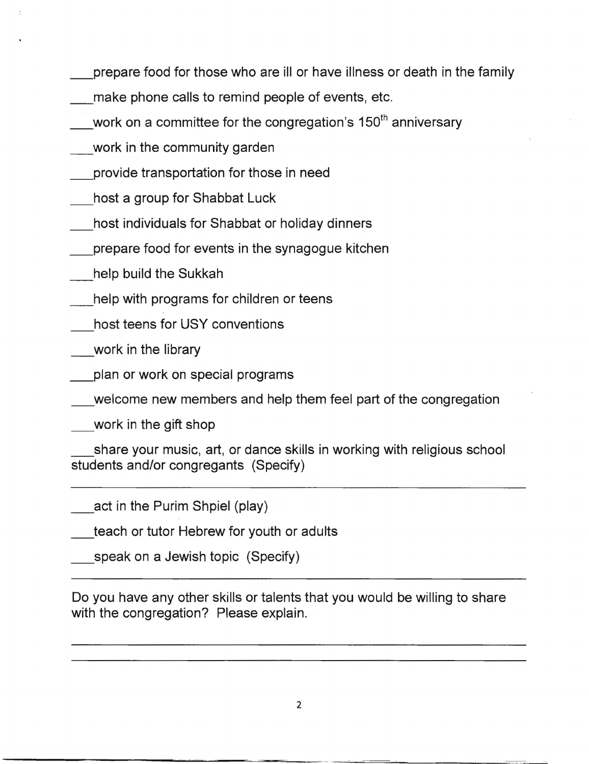___prepare food for those who are ill or have illness or death in the family

___make phone calls to remind people of events, etc.

___work on a committee for the congregation's 150th anniversary

___work in the community garden

___provide transportation for those in need

___host a group for Shabbat Luck

___host individuals for Shabbat or holiday dinners

___prepare food for events in the synagogue kitchen

___help build the Sukkah

___help with programs for children or teens

___host teens for USY conventions

___work in the library

___plan or work on special programs

___welcome new members and help them feel part of the congregation

___work in the gift shop

___share your music, art, or dance skills in working with religious school students and/or congregants (Specify)

_______________________________________________________________

___act in the Purim Shpiel (play)

___teach or tutor Hebrew for youth or adults

___speak on a Jewish topic (Specify)

_______________________________________________________________

Do you have any other skills or talents that you would be willing to share with the congregation? Please explain.

_______________________________________________________________

_______________________________________________________________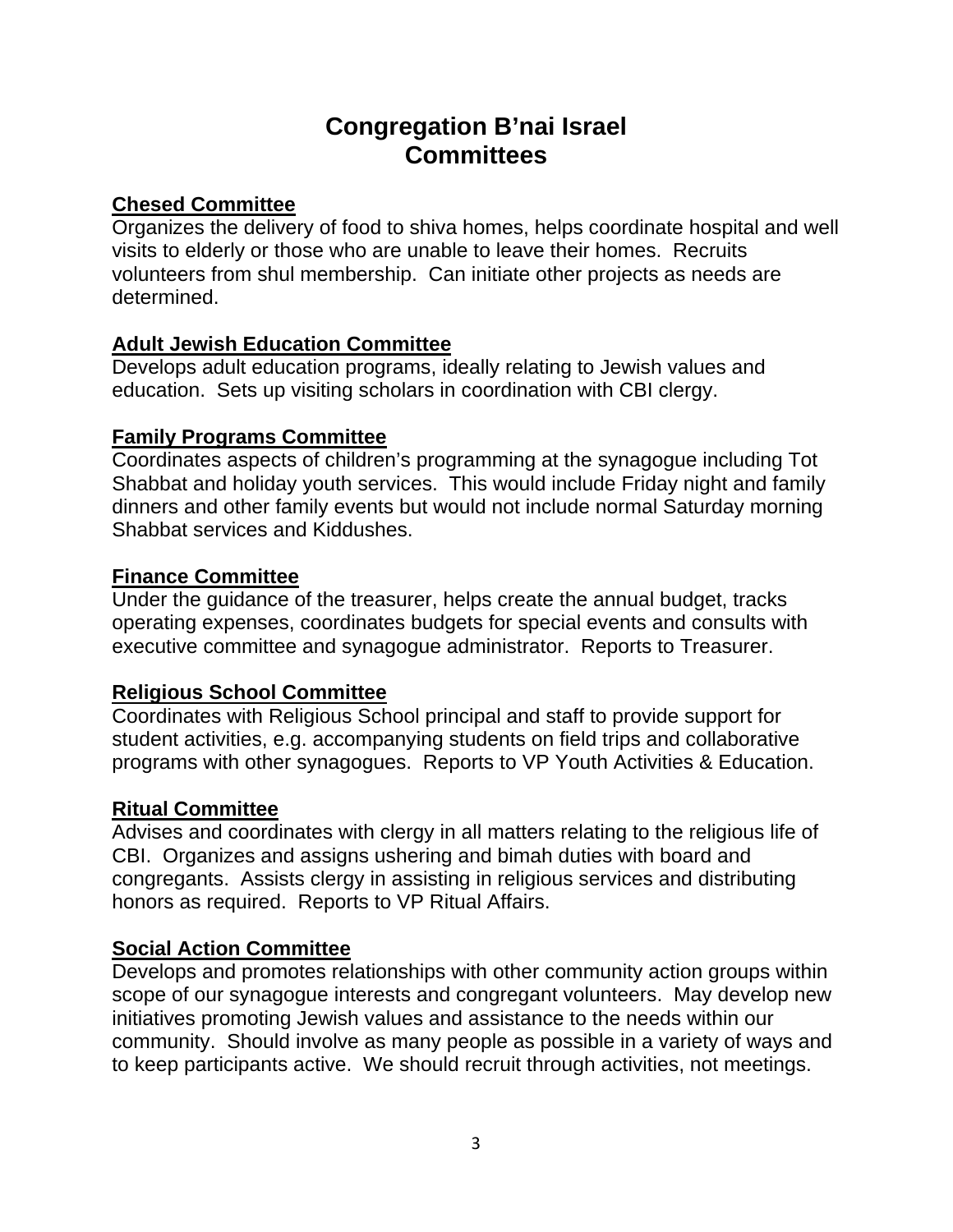# Congregation B'nai Israel
# Committees

**Chesed Committee**

Organizes the delivery of food to shiva homes, helps coordinate hospital and well visits to elderly or those who are unable to leave their homes. Recruits volunteers from shul membership. Can initiate other projects as needs are determined.

**Adult Jewish Education Committee**

Develops adult education programs, ideally relating to Jewish values and education. Sets up visiting scholars in coordination with CBI clergy.

**Family Programs Committee**

Coordinates aspects of children's programming at the synagogue including Tot Shabbat and holiday youth services. This would include Friday night and family dinners and other family events but would not include normal Saturday morning Shabbat services and Kiddushes.

**Finance Committee**

Under the guidance of the treasurer, helps create the annual budget, tracks operating expenses, coordinates budgets for special events and consults with executive committee and synagogue administrator. Reports to Treasurer.

**Religious School Committee**

Coordinates with Religious School principal and staff to provide support for student activities, e.g. accompanying students on field trips and collaborative programs with other synagogues. Reports to VP Youth Activities & Education.

**Ritual Committee**

Advises and coordinates with clergy in all matters relating to the religious life of CBI. Organizes and assigns ushering and bimah duties with board and congregants. Assists clergy in assisting in religious services and distributing honors as required. Reports to VP Ritual Affairs.

**Social Action Committee**

Develops and promotes relationships with other community action groups within scope of our synagogue interests and congregant volunteers. May develop new initiatives promoting Jewish values and assistance to the needs within our community. Should involve as many people as possible in a variety of ways and to keep participants active. We should recruit through activities, not meetings.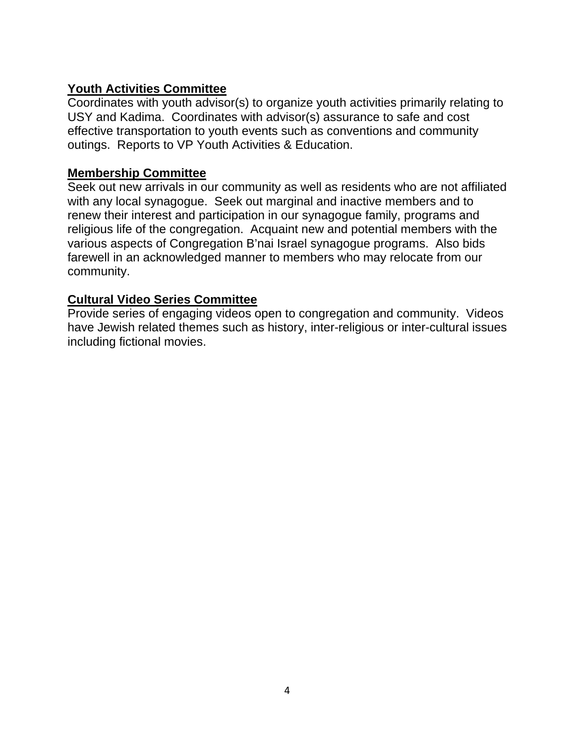**Youth Activities Committee**

Coordinates with youth advisor(s) to organize youth activities primarily relating to USY and Kadima. Coordinates with advisor(s) assurance to safe and cost effective transportation to youth events such as conventions and community outings. Reports to VP Youth Activities & Education.

**Membership Committee**

Seek out new arrivals in our community as well as residents who are not affiliated with any local synagogue. Seek out marginal and inactive members and to renew their interest and participation in our synagogue family, programs and religious life of the congregation. Acquaint new and potential members with the various aspects of Congregation B'nai Israel synagogue programs. Also bids farewell in an acknowledged manner to members who may relocate from our community.

**Cultural Video Series Committee**

Provide series of engaging videos open to congregation and community. Videos have Jewish related themes such as history, inter-religious or inter-cultural issues including fictional movies.